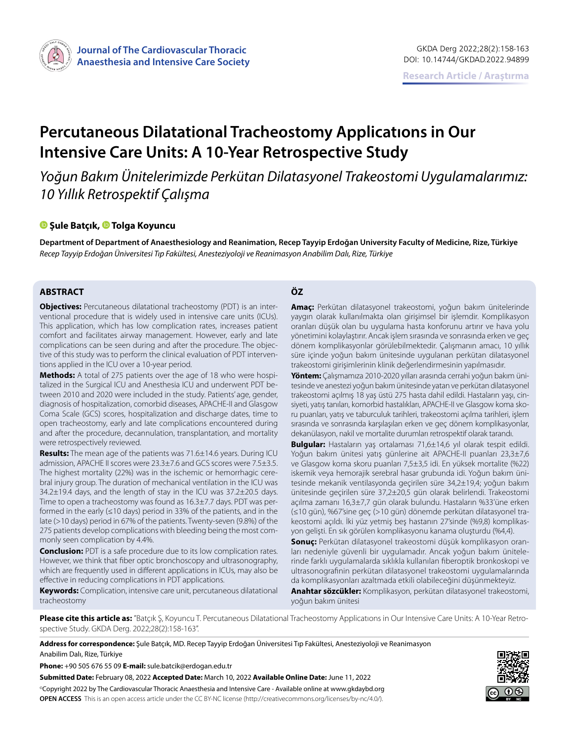# Percutaneous Dilatational Tracheostomy Applicatıons in Our Intensive Care Units: A 10-Year Retrospective Study

*Yoğun Bakım Ünitelerimizde Perkütan Dilatasyonel Trakeostomi Uygulamalarımız: 10 Yıllık Retrospektif Çalışma*

**Şule Batçık, Tolga Koyuncu**

**Department of Department of Anaesthesiology and Reanimation, Recep Tayyip Erdoğan University Faculty of Medicine, Rize, Türkiye**
*Recep Tayyip Erdoğan Üniversitesi Tıp Fakültesi, Anesteziyoloji ve Reanimasyon Anabilim Dalı, Rize, Türkiye*

## ABSTRACT

**Objectives:** Percutaneous dilatational tracheostomy (PDT) is an interventional procedure that is widely used in intensive care units (ICUs). This application, which has low complication rates, increases patient comfort and facilitates airway management. However, early and late complications can be seen during and after the procedure. The objective of this study was to perform the clinical evaluation of PDT interventions applied in the ICU over a 10-year period.

**Methods:** A total of 275 patients over the age of 18 who were hospitalized in the Surgical ICU and Anesthesia ICU and underwent PDT between 2010 and 2020 were included in the study. Patients' age, gender, diagnosis of hospitalization, comorbid diseases, APACHE-II and Glasgow Coma Scale (GCS) scores, hospitalization and discharge dates, time to open tracheostomy, early and late complications encountered during and after the procedure, decannulation, transplantation, and mortality were retrospectively reviewed.

**Results:** The mean age of the patients was 71.6±14.6 years. During ICU admission, APACHE II scores were 23.3±7.6 and GCS scores were 7.5±3.5. The highest mortality (22%) was in the ischemic or hemorrhagic cerebral injury group. The duration of mechanical ventilation in the ICU was 34.2±19.4 days, and the length of stay in the ICU was 37.2±20.5 days. Time to open a tracheostomy was found as 16.3±7.7 days. PDT was performed in the early (≤10 days) period in 33% of the patients, and in the late (>10 days) period in 67% of the patients. Twenty-seven (9.8%) of the 275 patients develop complications with bleeding being the most commonly seen complication by 4.4%.

**Conclusion:** PDT is a safe procedure due to its low complication rates. However, we think that fiber optic bronchoscopy and ultrasonography, which are frequently used in different applications in ICUs, may also be effective in reducing complications in PDT applications.

**Keywords:** Complication, intensive care unit, percutaneous dilatational tracheostomy

## ÖZ

**Amaç:** Perkütan dilatasyonel trakeostomi, yoğun bakım ünitelerinde yaygın olarak kullanılmakta olan girişimsel bir işlemdir. Komplikasyon oranları düşük olan bu uygulama hasta konforunu artırır ve hava yolu yönetimini kolaylaştırır. Ancak işlem sırasında ve sonrasında erken ve geç dönem komplikasyonlar görülebilmektedir. Çalışmanın amacı, 10 yıllık süre içinde yoğun bakım ünitesinde uygulanan perkütan dilatasyonel trakeostomi girişimlerinin klinik değerlendirmesinin yapılmasıdır.

**Yöntem:** Çalışmamıza 2010-2020 yılları arasında cerrahi yoğun bakım ünitesinde ve anestezi yoğun bakım ünitesinde yatan ve perkütan dilatasyonel trakeostomi açılmış 18 yaş üstü 275 hasta dahil edildi. Hastaların yaşı, cinsiyeti, yatış tanıları, komorbid hastalıkları, APACHE-II ve Glasgow koma skoru puanları, yatış ve taburculuk tarihleri, trakeostomi açılma tarihleri, işlem sırasında ve sonrasında karşılaşılan erken ve geç dönem komplikasyonlar, dekanülasyon, nakil ve mortalite durumları retrospektif olarak tarandı.

**Bulgular:** Hastaların yaş ortalaması 71,6±14,6 yıl olarak tespit edildi. Yoğun bakım ünitesi yatış günlerine ait APACHE-II puanları 23,3±7,6 ve Glasgow koma skoru puanları 7,5±3,5 idi. En yüksek mortalite (%22) iskemik veya hemorajik serebral hasar grubunda idi. Yoğun bakım ünitesinde mekanik ventilasyonda geçirilen süre 34,2±19,4; yoğun bakım ünitesinde geçirilen süre 37,2±20,5 gün olarak belirlendi. Trakeostomi açılma zamanı 16,3±7,7 gün olarak bulundu. Hastaların %33'üne erken (≤10 gün), %67'sine geç (>10 gün) dönemde perkütan dilatasyonel trakeostomi açıldı. İki yüz yetmiş beş hastanın 27'sinde (%9,8) komplikasyon gelişti. En sık görülen komplikasyonu kanama oluşturdu (%4,4).

**Sonuç:** Perkütan dilatasyonel trakeostomi düşük komplikasyon oranları nedeniyle güvenli bir uygulamadır. Ancak yoğun bakım ünitelerinde farklı uygulamalarda sıklıkla kullanılan fiberoptik bronkoskopi ve ultrasonografinin perkütan dilatasyonel trakeostomi uygulamalarında da komplikasyonları azaltmada etkili olabileceğini düşünmekteyiz.

**Anahtar sözcükler:** Komplikasyon, perkütan dilatasyonel trakeostomi, yoğun bakım ünitesi

**Please cite this article as:** "Batçık Ş, Koyuncu T. Percutaneous Dilatational Tracheostomy Applicatıons in Our Intensive Care Units: A 10-Year Retrospective Study. GKDA Derg. 2022;28(2):158-163".

**Address for correspondence:** Şule Batçık, MD. Recep Tayyip Erdoğan Üniversitesi Tıp Fakültesi, Anesteziyoloji ve Reanimasyon Anabilim Dalı, Rize, Türkiye

**Phone:** +90 505 676 55 09 **E-mail:** sule.batcik@erdogan.edu.tr

**Submitted Date:** February 08, 2022 **Accepted Date:** March 10, 2022 **Available Online Date:** June 11, 2022

©Copyright 2022 by The Cardiovascular Thoracic Anaesthesia and Intensive Care - Available online at www.gkdaybd.org

**OPEN ACCESS** This is an open access article under the CC BY-NC license (http://creativecommons.org/licenses/by-nc/4.0/).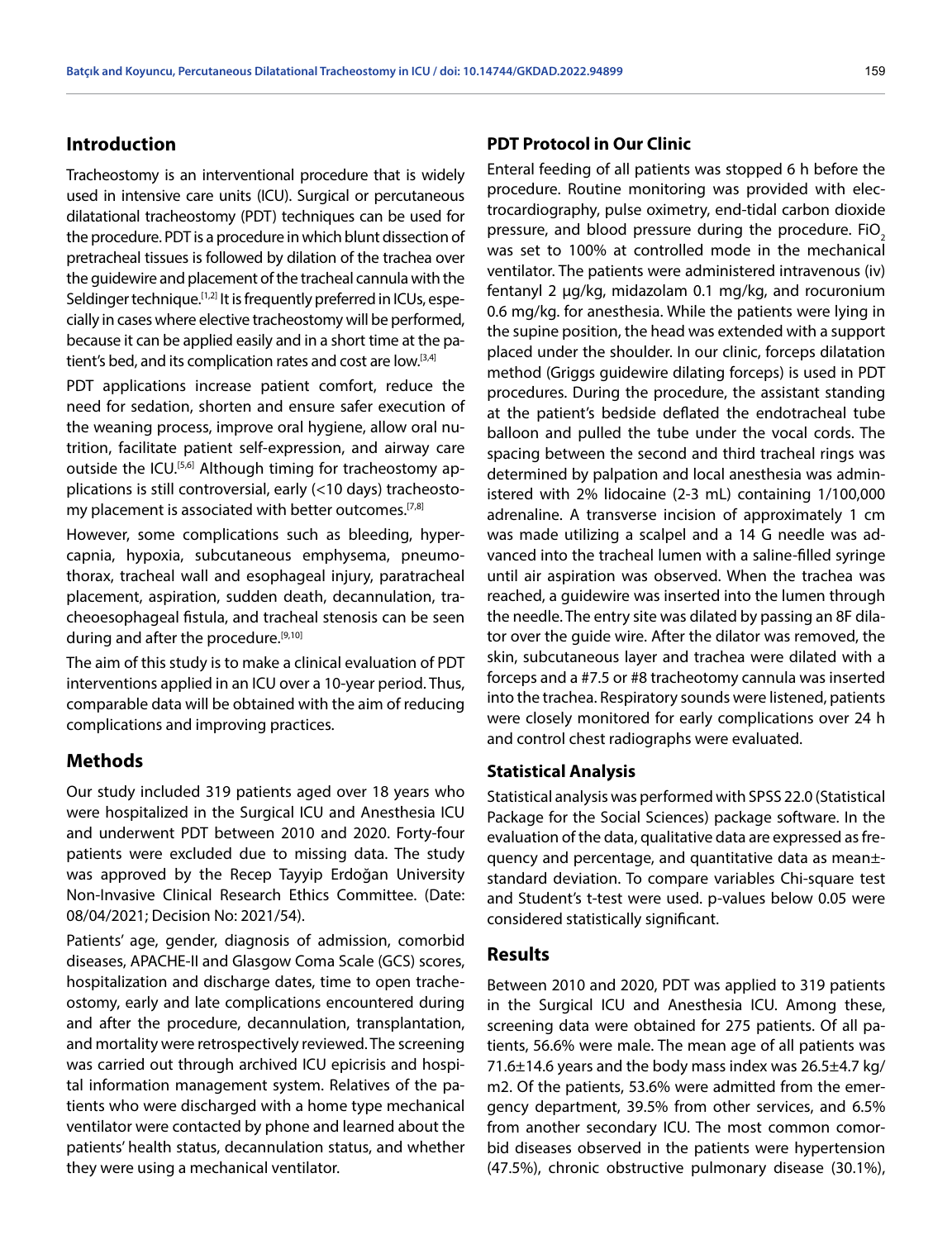## Introduction

Tracheostomy is an interventional procedure that is widely used in intensive care units (ICU). Surgical or percutaneous dilatational tracheostomy (PDT) techniques can be used for the procedure. PDT is a procedure in which blunt dissection of pretracheal tissues is followed by dilation of the trachea over the guidewire and placement of the tracheal cannula with the Seldinger technique.[1,2] It is frequently preferred in ICUs, especially in cases where elective tracheostomy will be performed, because it can be applied easily and in a short time at the patient's bed, and its complication rates and cost are low.[3,4]

PDT applications increase patient comfort, reduce the need for sedation, shorten and ensure safer execution of the weaning process, improve oral hygiene, allow oral nutrition, facilitate patient self-expression, and airway care outside the ICU.[5,6] Although timing for tracheostomy applications is still controversial, early (<10 days) tracheostomy placement is associated with better outcomes.[7,8]

However, some complications such as bleeding, hypercapnia, hypoxia, subcutaneous emphysema, pneumothorax, tracheal wall and esophageal injury, paratracheal placement, aspiration, sudden death, decannulation, tracheoesophageal fistula, and tracheal stenosis can be seen during and after the procedure.[9,10]

The aim of this study is to make a clinical evaluation of PDT interventions applied in an ICU over a 10-year period. Thus, comparable data will be obtained with the aim of reducing complications and improving practices.

## Methods

Our study included 319 patients aged over 18 years who were hospitalized in the Surgical ICU and Anesthesia ICU and underwent PDT between 2010 and 2020. Forty-four patients were excluded due to missing data. The study was approved by the Recep Tayyip Erdoğan University Non-Invasive Clinical Research Ethics Committee. (Date: 08/04/2021; Decision No: 2021/54).

Patients' age, gender, diagnosis of admission, comorbid diseases, APACHE-II and Glasgow Coma Scale (GCS) scores, hospitalization and discharge dates, time to open tracheostomy, early and late complications encountered during and after the procedure, decannulation, transplantation, and mortality were retrospectively reviewed. The screening was carried out through archived ICU epicrisis and hospital information management system. Relatives of the patients who were discharged with a home type mechanical ventilator were contacted by phone and learned about the patients' health status, decannulation status, and whether they were using a mechanical ventilator.

### PDT Protocol in Our Clinic

Enteral feeding of all patients was stopped 6 h before the procedure. Routine monitoring was provided with electrocardiography, pulse oximetry, end-tidal carbon dioxide pressure, and blood pressure during the procedure. $FiO_2$ was set to 100% at controlled mode in the mechanical ventilator. The patients were administered intravenous (iv) fentanyl 2 µg/kg, midazolam 0.1 mg/kg, and rocuronium 0.6 mg/kg. for anesthesia. While the patients were lying in the supine position, the head was extended with a support placed under the shoulder. In our clinic, forceps dilatation method (Griggs guidewire dilating forceps) is used in PDT procedures. During the procedure, the assistant standing at the patient's bedside deflated the endotracheal tube balloon and pulled the tube under the vocal cords. The spacing between the second and third tracheal rings was determined by palpation and local anesthesia was administered with 2% lidocaine (2-3 mL) containing 1/100,000 adrenaline. A transverse incision of approximately 1 cm was made utilizing a scalpel and a 14 G needle was advanced into the tracheal lumen with a saline-filled syringe until air aspiration was observed. When the trachea was reached, a guidewire was inserted into the lumen through the needle. The entry site was dilated by passing an 8F dilator over the guide wire. After the dilator was removed, the skin, subcutaneous layer and trachea were dilated with a forceps and a #7.5 or #8 tracheotomy cannula was inserted into the trachea. Respiratory sounds were listened, patients were closely monitored for early complications over 24 h and control chest radiographs were evaluated.

### Statistical Analysis

Statistical analysis was performed with SPSS 22.0 (Statistical Package for the Social Sciences) package software. In the evaluation of the data, qualitative data are expressed as frequency and percentage, and quantitative data as mean±standard deviation. To compare variables Chi-square test and Student's t-test were used. p-values below 0.05 were considered statistically significant.

## Results

Between 2010 and 2020, PDT was applied to 319 patients in the Surgical ICU and Anesthesia ICU. Among these, screening data were obtained for 275 patients. Of all patients, 56.6% were male. The mean age of all patients was 71.6±14.6 years and the body mass index was 26.5±4.7 kg/m2. Of the patients, 53.6% were admitted from the emergency department, 39.5% from other services, and 6.5% from another secondary ICU. The most common comorbid diseases observed in the patients were hypertension (47.5%), chronic obstructive pulmonary disease (30.1%),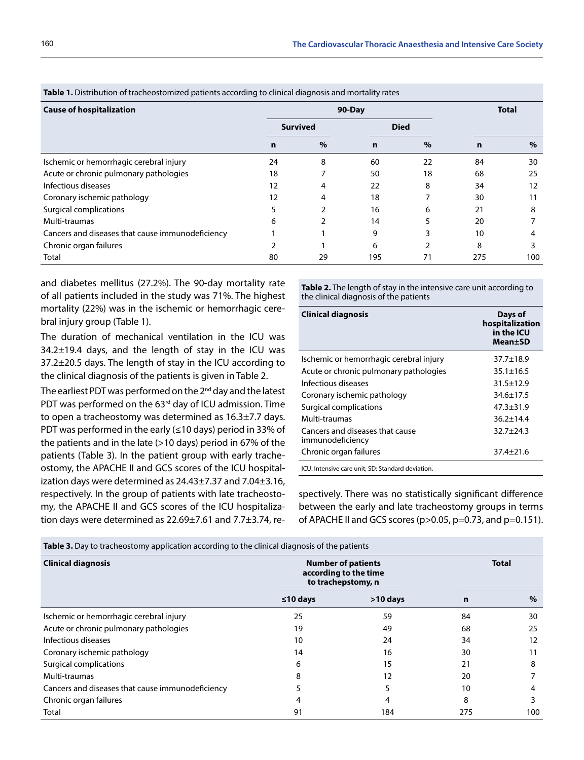**Table 1.** Distribution of tracheostomized patients according to clinical diagnosis and mortality rates

| Cause of hospitalization | 90-Day | | | | Total | |
|---|---|---|---|---|---|---|
| | Survived | | Died | | | |
| | n | % | n | % | n | % |
| Ischemic or hemorrhagic cerebral injury | 24 | 8 | 60 | 22 | 84 | 30 |
| Acute or chronic pulmonary pathologies | 18 | 7 | 50 | 18 | 68 | 25 |
| Infectious diseases | 12 | 4 | 22 | 8 | 34 | 12 |
| Coronary ischemic pathology | 12 | 4 | 18 | 7 | 30 | 11 |
| Surgical complications | 5 | 2 | 16 | 6 | 21 | 8 |
| Multi-traumas | 6 | 2 | 14 | 5 | 20 | 7 |
| Cancers and diseases that cause immunodeficiency | 1 | 1 | 9 | 3 | 10 | 4 |
| Chronic organ failures | 2 | 1 | 6 | 2 | 8 | 3 |
| Total | 80 | 29 | 195 | 71 | 275 | 100 |

and diabetes mellitus (27.2%). The 90-day mortality rate of all patients included in the study was 71%. The highest mortality (22%) was in the ischemic or hemorrhagic cerebral injury group (Table 1).

The duration of mechanical ventilation in the ICU was 34.2±19.4 days, and the length of stay in the ICU was 37.2±20.5 days. The length of stay in the ICU according to the clinical diagnosis of the patients is given in Table 2.

The earliest PDT was performed on the 2nd day and the latest PDT was performed on the 63rd day of ICU admission. Time to open a tracheostomy was determined as 16.3±7.7 days. PDT was performed in the early (≤10 days) period in 33% of the patients and in the late (>10 days) period in 67% of the patients (Table 3). In the patient group with early tracheostomy, the APACHE II and GCS scores of the ICU hospitalization days were determined as 24.43±7.37 and 7.04±3.16, respectively. In the group of patients with late tracheostomy, the APACHE II and GCS scores of the ICU hospitalization days were determined as 22.69±7.61 and 7.7±3.74, respectively. There was no statistically significant difference between the early and late tracheostomy groups in terms of APACHE II and GCS scores (p>0.05, p=0.73, and p=0.151).

**Table 2.** The length of stay in the intensive care unit according to the clinical diagnosis of the patients

| Clinical diagnosis | Days of hospitalization in the ICU Mean±SD |
|---|---|
| Ischemic or hemorrhagic cerebral injury | 37.7±18.9 |
| Acute or chronic pulmonary pathologies | 35.1±16.5 |
| Infectious diseases | 31.5±12.9 |
| Coronary ischemic pathology | 34.6±17.5 |
| Surgical complications | 47.3±31.9 |
| Multi-traumas | 36.2±14.4 |
| Cancers and diseases that cause immunodeficiency | 32.7±24.3 |
| Chronic organ failures | 37.4±21.6 |

ICU: Intensive care unit; SD: Standard deviation.

**Table 3.** Day to tracheostomy application according to the clinical diagnosis of the patients

| Clinical diagnosis | Number of patients according to the time to trachepstomy, n | | Total | |
|---|---|---|---|---|
| | ≤10 days | >10 days | n | % |
| Ischemic or hemorrhagic cerebral injury | 25 | 59 | 84 | 30 |
| Acute or chronic pulmonary pathologies | 19 | 49 | 68 | 25 |
| Infectious diseases | 10 | 24 | 34 | 12 |
| Coronary ischemic pathology | 14 | 16 | 30 | 11 |
| Surgical complications | 6 | 15 | 21 | 8 |
| Multi-traumas | 8 | 12 | 20 | 7 |
| Cancers and diseases that cause immunodeficiency | 5 | 5 | 10 | 4 |
| Chronic organ failures | 4 | 4 | 8 | 3 |
| Total | 91 | 184 | 275 | 100 |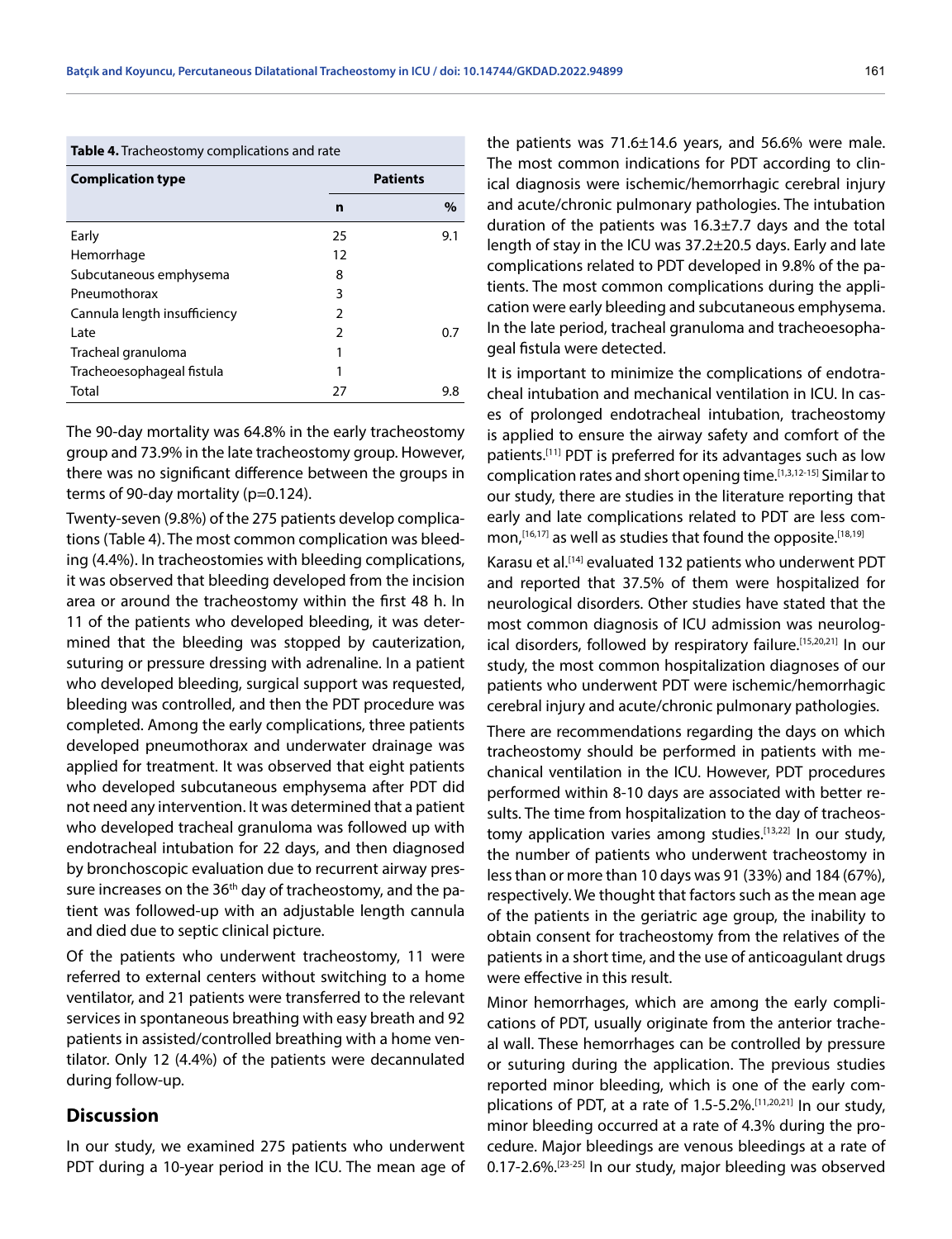**Table 4.** Tracheostomy complications and rate

| Complication type | Patients | |
|---|---|---|
| | n | % |
| Early | 25 | 9.1 |
| Hemorrhage | 12 | |
| Subcutaneous emphysema | 8 | |
| Pneumothorax | 3 | |
| Cannula length insufficiency | 2 | |
| Late | 2 | 0.7 |
| Tracheal granuloma | 1 | |
| Tracheoesophageal fistula | 1 | |
| Total | 27 | 9.8 |

The 90-day mortality was 64.8% in the early tracheostomy group and 73.9% in the late tracheostomy group. However, there was no significant difference between the groups in terms of 90-day mortality (p=0.124).

Twenty-seven (9.8%) of the 275 patients develop complications (Table 4). The most common complication was bleeding (4.4%). In tracheostomies with bleeding complications, it was observed that bleeding developed from the incision area or around the tracheostomy within the first 48 h. In 11 of the patients who developed bleeding, it was determined that the bleeding was stopped by cauterization, suturing or pressure dressing with adrenaline. In a patient who developed bleeding, surgical support was requested, bleeding was controlled, and then the PDT procedure was completed. Among the early complications, three patients developed pneumothorax and underwater drainage was applied for treatment. It was observed that eight patients who developed subcutaneous emphysema after PDT did not need any intervention. It was determined that a patient who developed tracheal granuloma was followed up with endotracheal intubation for 22 days, and then diagnosed by bronchoscopic evaluation due to recurrent airway pressure increases on the 36th day of tracheostomy, and the patient was followed-up with an adjustable length cannula and died due to septic clinical picture.

Of the patients who underwent tracheostomy, 11 were referred to external centers without switching to a home ventilator, and 21 patients were transferred to the relevant services in spontaneous breathing with easy breath and 92 patients in assisted/controlled breathing with a home ventilator. Only 12 (4.4%) of the patients were decannulated during follow-up.

## Discussion

In our study, we examined 275 patients who underwent PDT during a 10-year period in the ICU. The mean age of the patients was 71.6±14.6 years, and 56.6% were male. The most common indications for PDT according to clinical diagnosis were ischemic/hemorrhagic cerebral injury and acute/chronic pulmonary pathologies. The intubation duration of the patients was 16.3±7.7 days and the total length of stay in the ICU was 37.2±20.5 days. Early and late complications related to PDT developed in 9.8% of the patients. The most common complications during the application were early bleeding and subcutaneous emphysema. In the late period, tracheal granuloma and tracheoesophageal fistula were detected.

It is important to minimize the complications of endotracheal intubation and mechanical ventilation in ICU. In cases of prolonged endotracheal intubation, tracheostomy is applied to ensure the airway safety and comfort of the patients.[11] PDT is preferred for its advantages such as low complication rates and short opening time.[1,3,12-15] Similar to our study, there are studies in the literature reporting that early and late complications related to PDT are less common,[16,17] as well as studies that found the opposite.[18,19]

Karasu et al.[14] evaluated 132 patients who underwent PDT and reported that 37.5% of them were hospitalized for neurological disorders. Other studies have stated that the most common diagnosis of ICU admission was neurological disorders, followed by respiratory failure.[15,20,21] In our study, the most common hospitalization diagnoses of our patients who underwent PDT were ischemic/hemorrhagic cerebral injury and acute/chronic pulmonary pathologies.

There are recommendations regarding the days on which tracheostomy should be performed in patients with mechanical ventilation in the ICU. However, PDT procedures performed within 8-10 days are associated with better results. The time from hospitalization to the day of tracheostomy application varies among studies.[13,22] In our study, the number of patients who underwent tracheostomy in less than or more than 10 days was 91 (33%) and 184 (67%), respectively. We thought that factors such as the mean age of the patients in the geriatric age group, the inability to obtain consent for tracheostomy from the relatives of the patients in a short time, and the use of anticoagulant drugs were effective in this result.

Minor hemorrhages, which are among the early complications of PDT, usually originate from the anterior tracheal wall. These hemorrhages can be controlled by pressure or suturing during the application. The previous studies reported minor bleeding, which is one of the early complications of PDT, at a rate of 1.5-5.2%.[11,20,21] In our study, minor bleeding occurred at a rate of 4.3% during the procedure. Major bleedings are venous bleedings at a rate of 0.17-2.6%.[23-25] In our study, major bleeding was observed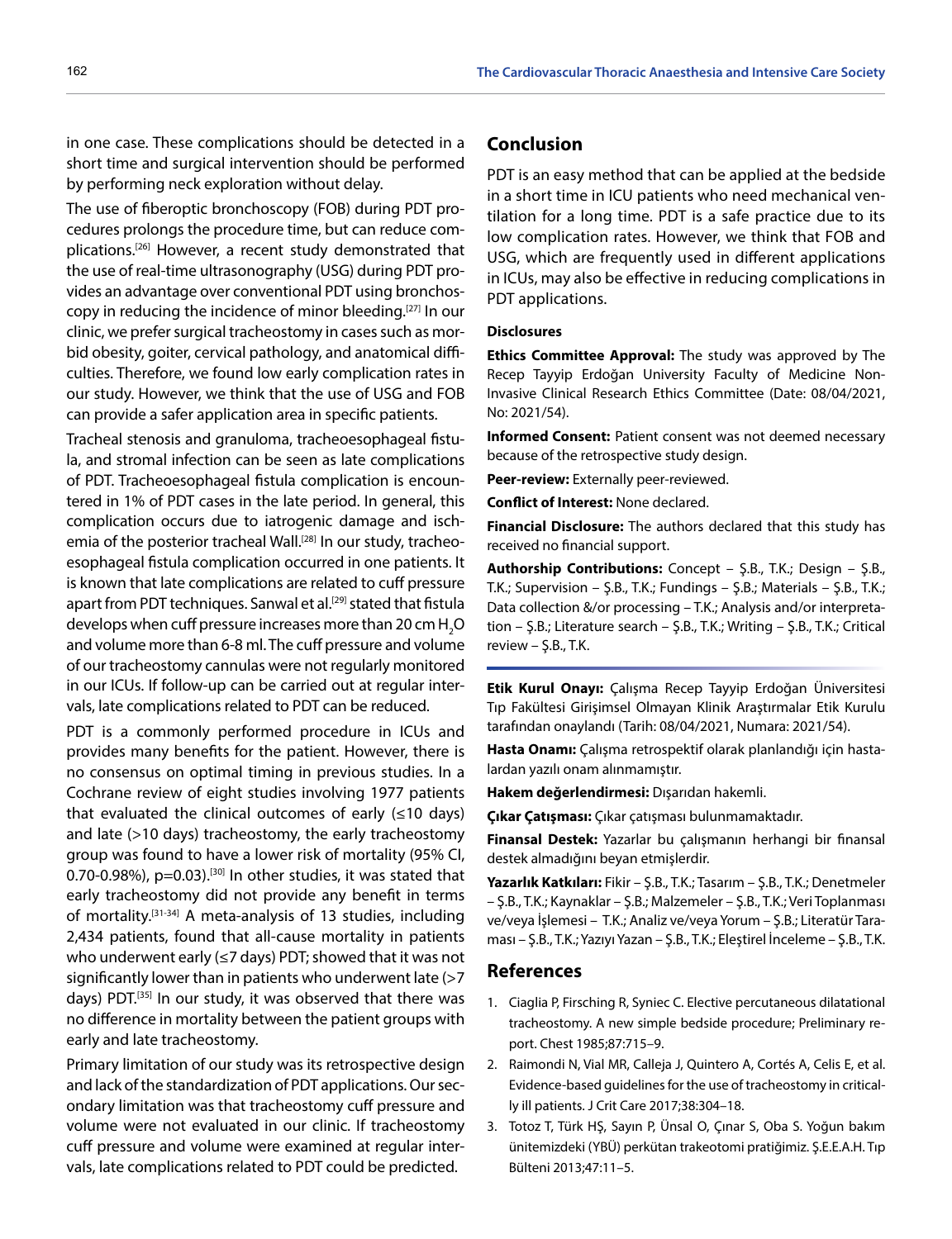in one case. These complications should be detected in a short time and surgical intervention should be performed by performing neck exploration without delay.

The use of fiberoptic bronchoscopy (FOB) during PDT procedures prolongs the procedure time, but can reduce complications.[26] However, a recent study demonstrated that the use of real-time ultrasonography (USG) during PDT provides an advantage over conventional PDT using bronchoscopy in reducing the incidence of minor bleeding.[27] In our clinic, we prefer surgical tracheostomy in cases such as morbid obesity, goiter, cervical pathology, and anatomical difficulties. Therefore, we found low early complication rates in our study. However, we think that the use of USG and FOB can provide a safer application area in specific patients.

Tracheal stenosis and granuloma, tracheoesophageal fistula, and stromal infection can be seen as late complications of PDT. Tracheoesophageal fistula complication is encountered in 1% of PDT cases in the late period. In general, this complication occurs due to iatrogenic damage and ischemia of the posterior tracheal Wall.[28] In our study, tracheoesophageal fistula complication occurred in one patients. It is known that late complications are related to cuff pressure apart from PDT techniques. Sanwal et al.[29] stated that fistula develops when cuff pressure increases more than 20 cm $H_2O$ and volume more than 6-8 ml. The cuff pressure and volume of our tracheostomy cannulas were not regularly monitored in our ICUs. If follow-up can be carried out at regular intervals, late complications related to PDT can be reduced.

PDT is a commonly performed procedure in ICUs and provides many benefits for the patient. However, there is no consensus on optimal timing in previous studies. In a Cochrane review of eight studies involving 1977 patients that evaluated the clinical outcomes of early (≤10 days) and late (>10 days) tracheostomy, the early tracheostomy group was found to have a lower risk of mortality (95% CI, 0.70-0.98%), p=0.03).[30] In other studies, it was stated that early tracheostomy did not provide any benefit in terms of mortality.[31-34] A meta-analysis of 13 studies, including 2,434 patients, found that all-cause mortality in patients who underwent early (≤7 days) PDT; showed that it was not significantly lower than in patients who underwent late (>7 days) PDT.[35] In our study, it was observed that there was no difference in mortality between the patient groups with early and late tracheostomy.

Primary limitation of our study was its retrospective design and lack of the standardization of PDT applications. Our secondary limitation was that tracheostomy cuff pressure and volume were not evaluated in our clinic. If tracheostomy cuff pressure and volume were examined at regular intervals, late complications related to PDT could be predicted.

## Conclusion

PDT is an easy method that can be applied at the bedside in a short time in ICU patients who need mechanical ventilation for a long time. PDT is a safe practice due to its low complication rates. However, we think that FOB and USG, which are frequently used in different applications in ICUs, may also be effective in reducing complications in PDT applications.

### Disclosures

**Ethics Committee Approval:** The study was approved by The Recep Tayyip Erdoğan University Faculty of Medicine Non-Invasive Clinical Research Ethics Committee (Date: 08/04/2021, No: 2021/54).

**Informed Consent:** Patient consent was not deemed necessary because of the retrospective study design.

**Peer-review:** Externally peer-reviewed.

**Conflict of Interest:** None declared.

**Financial Disclosure:** The authors declared that this study has received no financial support.

**Authorship Contributions:** Concept – Ş.B., T.K.; Design – Ş.B., T.K.; Supervision – Ş.B., T.K.; Fundings – Ş.B.; Materials – Ş.B., T.K.; Data collection &/or processing – T.K.; Analysis and/or interpretation – Ş.B.; Literature search – Ş.B., T.K.; Writing – Ş.B., T.K.; Critical review – Ş.B., T.K.

**Etik Kurul Onayı:** Çalışma Recep Tayyip Erdoğan Üniversitesi Tıp Fakültesi Girişimsel Olmayan Klinik Araştırmalar Etik Kurulu tarafından onaylandı (Tarih: 08/04/2021, Numara: 2021/54).

**Hasta Onamı:** Çalışma retrospektif olarak planlandığı için hastalardan yazılı onam alınmamıştır.

**Hakem değerlendirmesi:** Dışarıdan hakemli.

**Çıkar Çatışması:** Çıkar çatışması bulunmamaktadır.

**Finansal Destek:** Yazarlar bu çalışmanın herhangi bir finansal destek almadığını beyan etmişlerdir.

**Yazarlık Katkıları:** Fikir – Ş.B., T.K.; Tasarım – Ş.B., T.K.; Denetmeler – Ş.B., T.K.; Kaynaklar – Ş.B.; Malzemeler – Ş.B., T.K.; Veri Toplanması ve/veya İşlemesi – T.K.; Analiz ve/veya Yorum – Ş.B.; Literatür Taraması – Ş.B., T.K.; Yazıyı Yazan – Ş.B., T.K.; Eleştirel İnceleme – Ş.B., T.K.

## References

1. Ciaglia P, Firsching R, Syniec C. Elective percutaneous dilatational tracheostomy. A new simple bedside procedure; Preliminary report. Chest 1985;87:715–9.
2. Raimondi N, Vial MR, Calleja J, Quintero A, Cortés A, Celis E, et al. Evidence-based guidelines for the use of tracheostomy in critically ill patients. J Crit Care 2017;38:304–18.
3. Totoz T, Türk HŞ, Sayın P, Ünsal O, Çınar S, Oba S. Yoğun bakım ünitemizdeki (YBÜ) perkütan trakeotomi pratiğimiz. Ş.E.E.A.H. Tıp Bülteni 2013;47:11–5.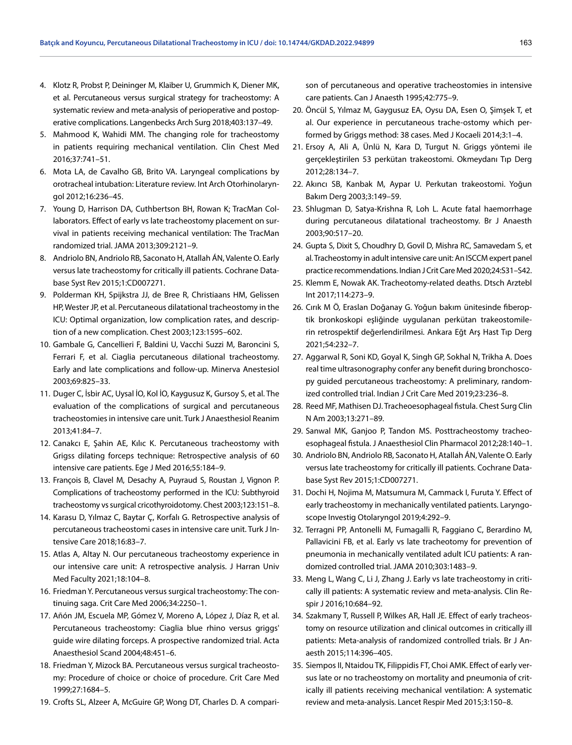4. Klotz R, Probst P, Deininger M, Klaiber U, Grummich K, Diener MK, et al. Percutaneous versus surgical strategy for tracheostomy: A systematic review and meta-analysis of perioperative and postoperative complications. Langenbecks Arch Surg 2018;403:137–49.
5. Mahmood K, Wahidi MM. The changing role for tracheostomy in patients requiring mechanical ventilation. Clin Chest Med 2016;37:741–51.
6. Mota LA, de Cavalho GB, Brito VA. Laryngeal complications by orotracheal intubation: Literature review. Int Arch Otorhinolaryngol 2012;16:236–45.
7. Young D, Harrison DA, Cuthbertson BH, Rowan K; TracMan Collaborators. Effect of early vs late tracheostomy placement on survival in patients receiving mechanical ventilation: The TracMan randomized trial. JAMA 2013;309:2121–9.
8. Andriolo BN, Andriolo RB, Saconato H, Atallah ÁN, Valente O. Early versus late tracheostomy for critically ill patients. Cochrane Database Syst Rev 2015;1:CD007271.
9. Polderman KH, Spijkstra JJ, de Bree R, Christiaans HM, Gelissen HP, Wester JP, et al. Percutaneous dilatational tracheostomy in the ICU: Optimal organization, low complication rates, and description of a new complication. Chest 2003;123:1595–602.
10. Gambale G, Cancellieri F, Baldini U, Vacchi Suzzi M, Baroncini S, Ferrari F, et al. Ciaglia percutaneous dilational tracheostomy. Early and late complications and follow-up. Minerva Anestesiol 2003;69:825–33.
11. Duger C, İsbir AC, Uysal İO, Kol İO, Kaygusuz K, Gursoy S, et al. The evaluation of the complications of surgical and percutaneous tracheostomies in intensive care unit. Turk J Anaesthesiol Reanim 2013;41:84–7.
12. Canakcı E, Şahin AE, Kılıc K. Percutaneous tracheostomy with Grigss dilating forceps technique: Retrospective analysis of 60 intensive care patients. Ege J Med 2016;55:184–9.
13. François B, Clavel M, Desachy A, Puyraud S, Roustan J, Vignon P. Complications of tracheostomy performed in the ICU: Subthyroid tracheostomy vs surgical cricothyroidotomy. Chest 2003;123:151–8.
14. Karasu D, Yılmaz C, Baytar Ç, Korfalı G. Retrospective analysis of percutaneous tracheostomi cases in intensive care unit. Turk J Intensive Care 2018;16:83–7.
15. Atlas A, Altay N. Our percutaneous tracheostomy experience in our intensive care unit: A retrospective analysis. J Harran Univ Med Faculty 2021;18:104–8.
16. Friedman Y. Percutaneous versus surgical tracheostomy: The continuing saga. Crit Care Med 2006;34:2250–1.
17. Añón JM, Escuela MP, Gómez V, Moreno A, López J, Díaz R, et al. Percutaneous tracheostomy: Ciaglia blue rhino versus griggs' guide wire dilating forceps. A prospective randomized trial. Acta Anaesthesiol Scand 2004;48:451–6.
18. Friedman Y, Mizock BA. Percutaneous versus surgical tracheostomy: Procedure of choice or choice of procedure. Crit Care Med 1999;27:1684–5.
19. Crofts SL, Alzeer A, McGuire GP, Wong DT, Charles D. A comparison of percutaneous and operative tracheostomies in intensive care patients. Can J Anaesth 1995;42:775–9.
20. Öncül S, Yılmaz M, Gaygusuz EA, Oysu DA, Esen O, Şimşek T, et al. Our experience in percutaneous trache-ostomy which performed by Griggs method: 38 cases. Med J Kocaeli 2014;3:1–4.
21. Ersoy A, Ali A, Ünlü N, Kara D, Turgut N. Griggs yöntemi ile gerçekleştirilen 53 perkütan trakeostomi. Okmeydanı Tıp Derg 2012;28:134–7.
22. Akıncı SB, Kanbak M, Aypar U. Perkutan trakeostomi. Yoğun Bakım Derg 2003;3:149–59.
23. Shlugman D, Satya-Krishna R, Loh L. Acute fatal haemorrhage during percutaneous dilatational tracheostomy. Br J Anaesth 2003;90:517–20.
24. Gupta S, Dixit S, Choudhry D, Govil D, Mishra RC, Samavedam S, et al. Tracheostomy in adult intensive care unit: An ISCCM expert panel practice recommendations. Indian J Crit Care Med 2020;24:S31–S42.
25. Klemm E, Nowak AK. Tracheotomy-related deaths. Dtsch Arztebl Int 2017;114:273–9.
26. Cırık M Ö, Eraslan Doğanay G. Yoğun bakım ünitesinde fiberoptik bronkoskopi eşliğinde uygulanan perkütan trakeostomilerin retrospektif değerlendirilmesi. Ankara Eğt Arş Hast Tıp Derg 2021;54:232–7.
27. Aggarwal R, Soni KD, Goyal K, Singh GP, Sokhal N, Trikha A. Does real time ultrasonography confer any benefit during bronchoscopy guided percutaneous tracheostomy: A preliminary, randomized controlled trial. Indian J Crit Care Med 2019;23:236–8.
28. Reed MF, Mathisen DJ. Tracheoesophageal fistula. Chest Surg Clin N Am 2003;13:271–89.
29. Sanwal MK, Ganjoo P, Tandon MS. Posttracheostomy tracheoesophageal fistula. J Anaesthesiol Clin Pharmacol 2012;28:140–1.
30. Andriolo BN, Andriolo RB, Saconato H, Atallah ÁN, Valente O. Early versus late tracheostomy for critically ill patients. Cochrane Database Syst Rev 2015;1:CD007271.
31. Dochi H, Nojima M, Matsumura M, Cammack I, Furuta Y. Effect of early tracheostomy in mechanically ventilated patients. Laryngoscope Investig Otolaryngol 2019;4:292–9.
32. Terragni PP, Antonelli M, Fumagalli R, Faggiano C, Berardino M, Pallavicini FB, et al. Early vs late tracheotomy for prevention of pneumonia in mechanically ventilated adult ICU patients: A randomized controlled trial. JAMA 2010;303:1483–9.
33. Meng L, Wang C, Li J, Zhang J. Early vs late tracheostomy in critically ill patients: A systematic review and meta-analysis. Clin Respir J 2016;10:684–92.
34. Szakmany T, Russell P, Wilkes AR, Hall JE. Effect of early tracheostomy on resource utilization and clinical outcomes in critically ill patients: Meta-analysis of randomized controlled trials. Br J Anaesth 2015;114:396–405.
35. Siempos II, Ntaidou TK, Filippidis FT, Choi AMK. Effect of early versus late or no tracheostomy on mortality and pneumonia of critically ill patients receiving mechanical ventilation: A systematic review and meta-analysis. Lancet Respir Med 2015;3:150–8.